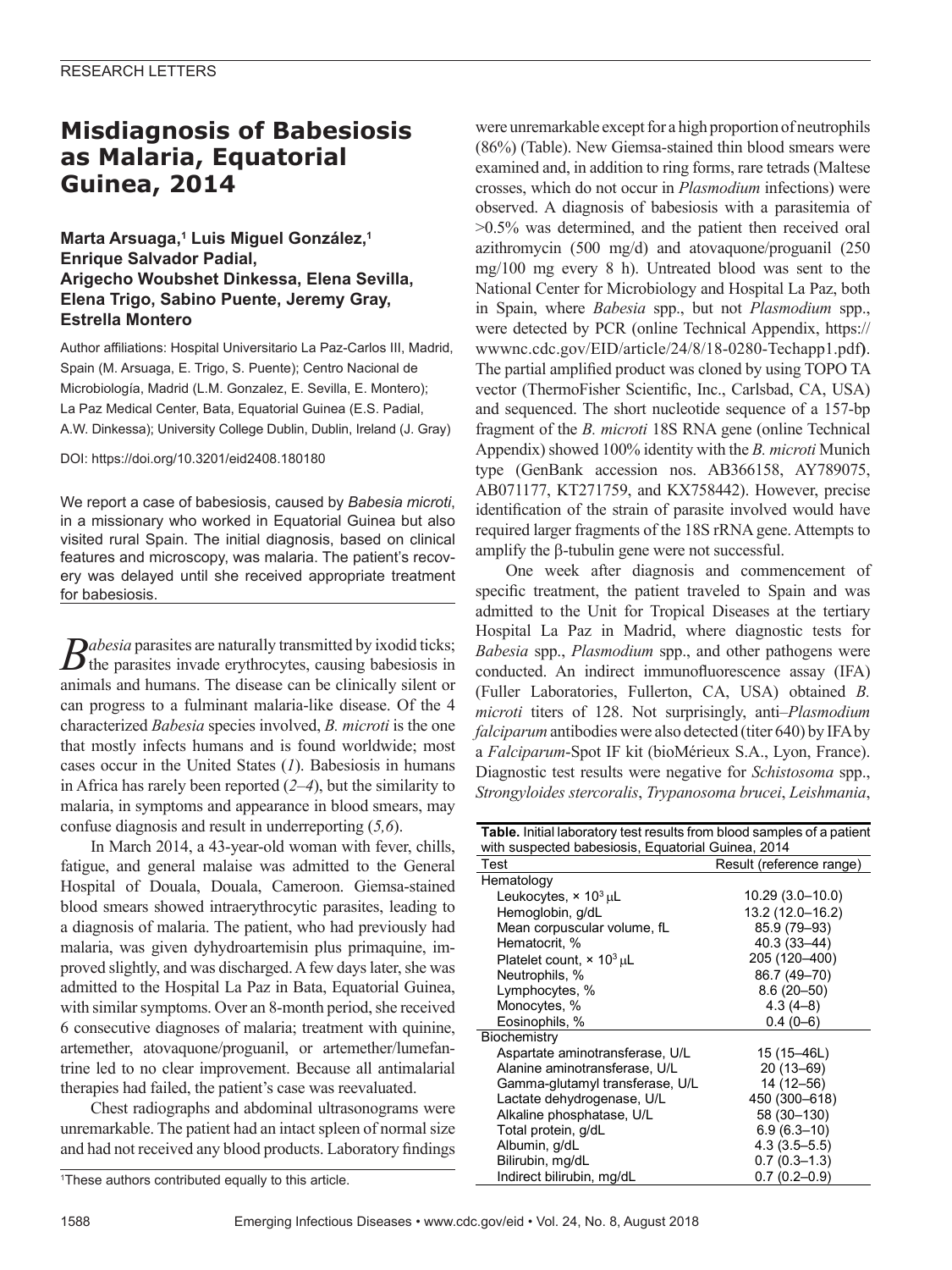RESEARCH LETTERS

# Misdiagnosis of Babesiosis as Malaria, Equatorial Guinea, 2014

**Marta Arsuaga,[1] Luis Miguel González,[1] Enrique Salvador Padial, Arigecho Woubshet Dinkessa, Elena Sevilla, Elena Trigo, Sabino Puente, Jeremy Gray, Estrella Montero**

Author affiliations: Hospital Universitario La Paz-Carlos III, Madrid, Spain (M. Arsuaga, E. Trigo, S. Puente); Centro Nacional de Microbiología, Madrid (L.M. Gonzalez, E. Sevilla, E. Montero); La Paz Medical Center, Bata, Equatorial Guinea (E.S. Padial, A.W. Dinkessa); University College Dublin, Dublin, Ireland (J. Gray)

DOI: https://doi.org/10.3201/eid2408.180180

We report a case of babesiosis, caused by *Babesia microti*, in a missionary who worked in Equatorial Guinea but also visited rural Spain. The initial diagnosis, based on clinical features and microscopy, was malaria. The patient's recovery was delayed until she received appropriate treatment for babesiosis.

*Babesia* parasites are naturally transmitted by ixodid ticks; the parasites invade erythrocytes, causing babesiosis in animals and humans. The disease can be clinically silent or can progress to a fulminant malaria-like disease. Of the 4 characterized *Babesia* species involved, *B. microti* is the one that mostly infects humans and is found worldwide; most cases occur in the United States (*1*). Babesiosis in humans in Africa has rarely been reported (*2–4*), but the similarity to malaria, in symptoms and appearance in blood smears, may confuse diagnosis and result in underreporting (*5,6*).

In March 2014, a 43-year-old woman with fever, chills, fatigue, and general malaise was admitted to the General Hospital of Douala, Douala, Cameroon. Giemsa-stained blood smears showed intraerythrocytic parasites, leading to a diagnosis of malaria. The patient, who had previously had malaria, was given dyhydroartemisin plus primaquine, improved slightly, and was discharged. A few days later, she was admitted to the Hospital La Paz in Bata, Equatorial Guinea, with similar symptoms. Over an 8-month period, she received 6 consecutive diagnoses of malaria; treatment with quinine, artemether, atovaquone/proguanil, or artemether/lumefantrine led to no clear improvement. Because all antimalarial therapies had failed, the patient's case was reevaluated.

Chest radiographs and abdominal ultrasonograms were unremarkable. The patient had an intact spleen of normal size and had not received any blood products. Laboratory findings were unremarkable except for a high proportion of neutrophils (86%) (Table). New Giemsa-stained thin blood smears were examined and, in addition to ring forms, rare tetrads (Maltese crosses, which do not occur in *Plasmodium* infections) were observed. A diagnosis of babesiosis with a parasitemia of >0.5% was determined, and the patient then received oral azithromycin (500 mg/d) and atovaquone/proguanil (250 mg/100 mg every 8 h). Untreated blood was sent to the National Center for Microbiology and Hospital La Paz, both in Spain, where *Babesia* spp., but not *Plasmodium* spp., were detected by PCR (online Technical Appendix, https://wwwnc.cdc.gov/EID/article/24/8/18-0280-Techapp1.pdf). The partial amplified product was cloned by using TOPO TA vector (ThermoFisher Scientific, Inc., Carlsbad, CA, USA) and sequenced. The short nucleotide sequence of a 157-bp fragment of the *B. microti* 18S RNA gene (online Technical Appendix) showed 100% identity with the *B. microti* Munich type (GenBank accession nos. AB366158, AY789075, AB071177, KT271759, and KX758442). However, precise identification of the strain of parasite involved would have required larger fragments of the 18S rRNA gene. Attempts to amplify the β-tubulin gene were not successful.

One week after diagnosis and commencement of specific treatment, the patient traveled to Spain and was admitted to the Unit for Tropical Diseases at the tertiary Hospital La Paz in Madrid, where diagnostic tests for *Babesia* spp., *Plasmodium* spp., and other pathogens were conducted. An indirect immunofluorescence assay (IFA) (Fuller Laboratories, Fullerton, CA, USA) obtained *B. microti* titers of 128. Not surprisingly, anti–*Plasmodium falciparum* antibodies were also detected (titer 640) by IFA by a *Falciparum*-Spot IF kit (bioMérieux S.A., Lyon, France). Diagnostic test results were negative for *Schistosoma* spp., *Strongyloides stercoralis*, *Trypanosoma brucei*, *Leishmania*,

**Table.** Initial laboratory test results from blood samples of a patient with suspected babesiosis, Equatorial Guinea, 2014

| Test | Result (reference range) |
|---|---|
| Hematology | |
| Leukocytes, $\times 10^3$ μL | 10.29 (3.0–10.0) |
| Hemoglobin, g/dL | 13.2 (12.0–16.2) |
| Mean corpuscular volume, fL | 85.9 (79–93) |
| Hematocrit, % | 40.3 (33–44) |
| Platelet count, $\times 10^3$ μL | 205 (120–400) |
| Neutrophils, % | 86.7 (49–70) |
| Lymphocytes, % | 8.6 (20–50) |
| Monocytes, % | 4.3 (4–8) |
| Eosinophils, % | 0.4 (0–6) |
| Biochemistry | |
| Aspartate aminotransferase, U/L | 15 (15–46L) |
| Alanine aminotransferase, U/L | 20 (13–69) |
| Gamma-glutamyl transferase, U/L | 14 (12–56) |
| Lactate dehydrogenase, U/L | 450 (300–618) |
| Alkaline phosphatase, U/L | 58 (30–130) |
| Total protein, g/dL | 6.9 (6.3–10) |
| Albumin, g/dL | 4.3 (3.5–5.5) |
| Bilirubin, mg/dL | 0.7 (0.3–1.3) |
| Indirect bilirubin, mg/dL | 0.7 (0.2–0.9) |

[1]These authors contributed equally to this article.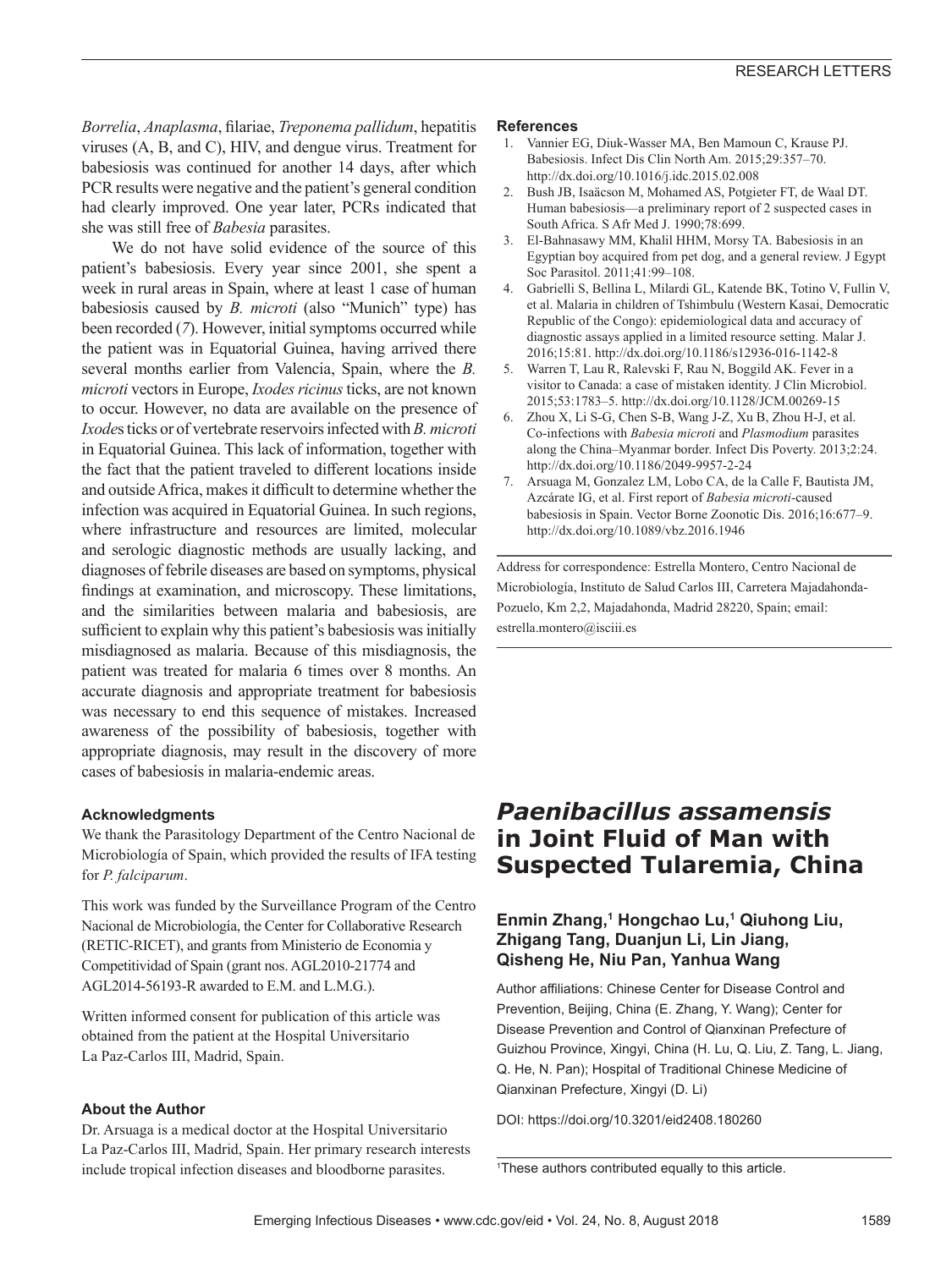*Borrelia*, *Anaplasma*, filariae, *Treponema pallidum*, hepatitis viruses (A, B, and C), HIV, and dengue virus. Treatment for babesiosis was continued for another 14 days, after which PCR results were negative and the patient's general condition had clearly improved. One year later, PCRs indicated that she was still free of *Babesia* parasites.

We do not have solid evidence of the source of this patient's babesiosis. Every year since 2001, she spent a week in rural areas in Spain, where at least 1 case of human babesiosis caused by *B. microti* (also "Munich" type) has been recorded (*7*). However, initial symptoms occurred while the patient was in Equatorial Guinea, having arrived there several months earlier from Valencia, Spain, where the *B. microti* vectors in Europe, *Ixodes ricinus* ticks, are not known to occur. However, no data are available on the presence of *Ixodes* ticks or of vertebrate reservoirs infected with *B. microti* in Equatorial Guinea. This lack of information, together with the fact that the patient traveled to different locations inside and outside Africa, makes it difficult to determine whether the infection was acquired in Equatorial Guinea. In such regions, where infrastructure and resources are limited, molecular and serologic diagnostic methods are usually lacking, and diagnoses of febrile diseases are based on symptoms, physical findings at examination, and microscopy. These limitations, and the similarities between malaria and babesiosis, are sufficient to explain why this patient's babesiosis was initially misdiagnosed as malaria. Because of this misdiagnosis, the patient was treated for malaria 6 times over 8 months. An accurate diagnosis and appropriate treatment for babesiosis was necessary to end this sequence of mistakes. Increased awareness of the possibility of babesiosis, together with appropriate diagnosis, may result in the discovery of more cases of babesiosis in malaria-endemic areas.

### Acknowledgments

We thank the Parasitology Department of the Centro Nacional de Microbiología of Spain, which provided the results of IFA testing for *P. falciparum*.

This work was funded by the Surveillance Program of the Centro Nacional de Microbiología, the Center for Collaborative Research (RETIC-RICET), and grants from Ministerio de Economia y Competitividad of Spain (grant nos. AGL2010-21774 and AGL2014-56193-R awarded to E.M. and L.M.G.).

Written informed consent for publication of this article was obtained from the patient at the Hospital Universitario La Paz-Carlos III, Madrid, Spain.

### About the Author

Dr. Arsuaga is a medical doctor at the Hospital Universitario La Paz-Carlos III, Madrid, Spain. Her primary research interests include tropical infection diseases and bloodborne parasites.

### References

1. Vannier EG, Diuk-Wasser MA, Ben Mamoun C, Krause PJ. Babesiosis. Infect Dis Clin North Am. 2015;29:357–70. http://dx.doi.org/10.1016/j.idc.2015.02.008
2. Bush JB, Isaäcson M, Mohamed AS, Potgieter FT, de Waal DT. Human babesiosis—a preliminary report of 2 suspected cases in South Africa. S Afr Med J. 1990;78:699.
3. El-Bahnasawy MM, Khalil HHM, Morsy TA. Babesiosis in an Egyptian boy acquired from pet dog, and a general review. J Egypt Soc Parasitol. 2011;41:99–108.
4. Gabrielli S, Bellina L, Milardi GL, Katende BK, Totino V, Fullin V, et al. Malaria in children of Tshimbulu (Western Kasai, Democratic Republic of the Congo): epidemiological data and accuracy of diagnostic assays applied in a limited resource setting. Malar J. 2016;15:81. http://dx.doi.org/10.1186/s12936-016-1142-8
5. Warren T, Lau R, Ralevski F, Rau N, Boggild AK. Fever in a visitor to Canada: a case of mistaken identity. J Clin Microbiol. 2015;53:1783–5. http://dx.doi.org/10.1128/JCM.00269-15
6. Zhou X, Li S-G, Chen S-B, Wang J-Z, Xu B, Zhou H-J, et al. Co-infections with *Babesia microti* and *Plasmodium* parasites along the China–Myanmar border. Infect Dis Poverty. 2013;2:24. http://dx.doi.org/10.1186/2049-9957-2-24
7. Arsuaga M, Gonzalez LM, Lobo CA, de la Calle F, Bautista JM, Azcárate IG, et al. First report of *Babesia microti*-caused babesiosis in Spain. Vector Borne Zoonotic Dis. 2016;16:677–9. http://dx.doi.org/10.1089/vbz.2016.1946

Address for correspondence: Estrella Montero, Centro Nacional de Microbiología, Instituto de Salud Carlos III, Carretera Majadahonda-Pozuelo, Km 2,2, Majadahonda, Madrid 28220, Spain; email: estrella.montero@isciii.es

# *Paenibacillus assamensis* in Joint Fluid of Man with Suspected Tularemia, China

**Enmin Zhang,[1] Hongchao Lu,[1] Qiuhong Liu, Zhigang Tang, Duanjun Li, Lin Jiang, Qisheng He, Niu Pan, Yanhua Wang**

Author affiliations: Chinese Center for Disease Control and Prevention, Beijing, China (E. Zhang, Y. Wang); Center for Disease Prevention and Control of Qianxinan Prefecture of Guizhou Province, Xingyi, China (H. Lu, Q. Liu, Z. Tang, L. Jiang, Q. He, N. Pan); Hospital of Traditional Chinese Medicine of Qianxinan Prefecture, Xingyi (D. Li)

DOI: https://doi.org/10.3201/eid2408.180260

[1]These authors contributed equally to this article.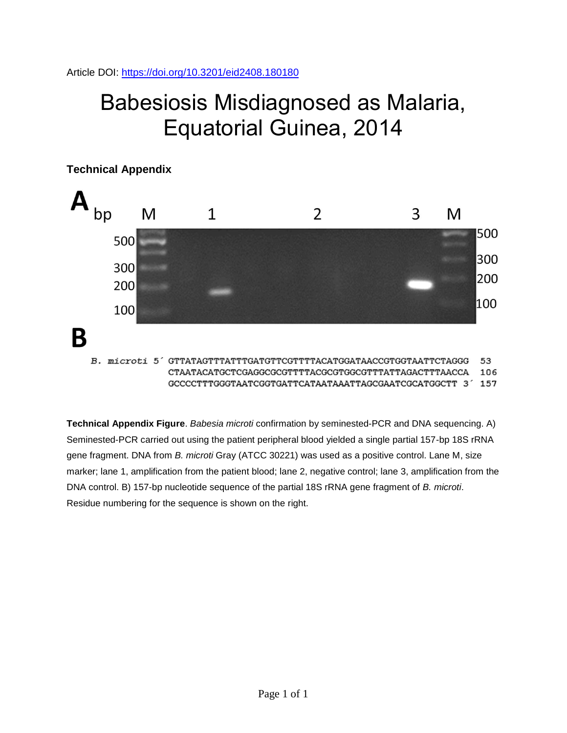Article DOI: https://doi.org/10.3201/eid2408.180180

# Babesiosis Misdiagnosed as Malaria, Equatorial Guinea, 2014

## Technical Appendix

A

bp M 1 2 3 M

500 300 200 100

500 300 200 100

B

*B. microti* 5´ GTTATAGTTTATTTGATGTTCGTTTTACATGGATAACCGTGGTAATTCTAGGG 53
CTAATACATGCTCGAGGCGCGTTTTACGCGTGGCGTTTATTAGACTTTAACCA 106
GCCCCTTTGGGTAATCGGTGATTCATAATAAATTAGCGAATCGCATGGCTT 3´ 157

**Technical Appendix Figure**. *Babesia microti* confirmation by seminested-PCR and DNA sequencing. A) Seminested-PCR carried out using the patient peripheral blood yielded a single partial 157-bp 18S rRNA gene fragment. DNA from *B. microti* Gray (ATCC 30221) was used as a positive control. Lane M, size marker; lane 1, amplification from the patient blood; lane 2, negative control; lane 3, amplification from the DNA control. B) 157-bp nucleotide sequence of the partial 18S rRNA gene fragment of *B. microti*. Residue numbering for the sequence is shown on the right.